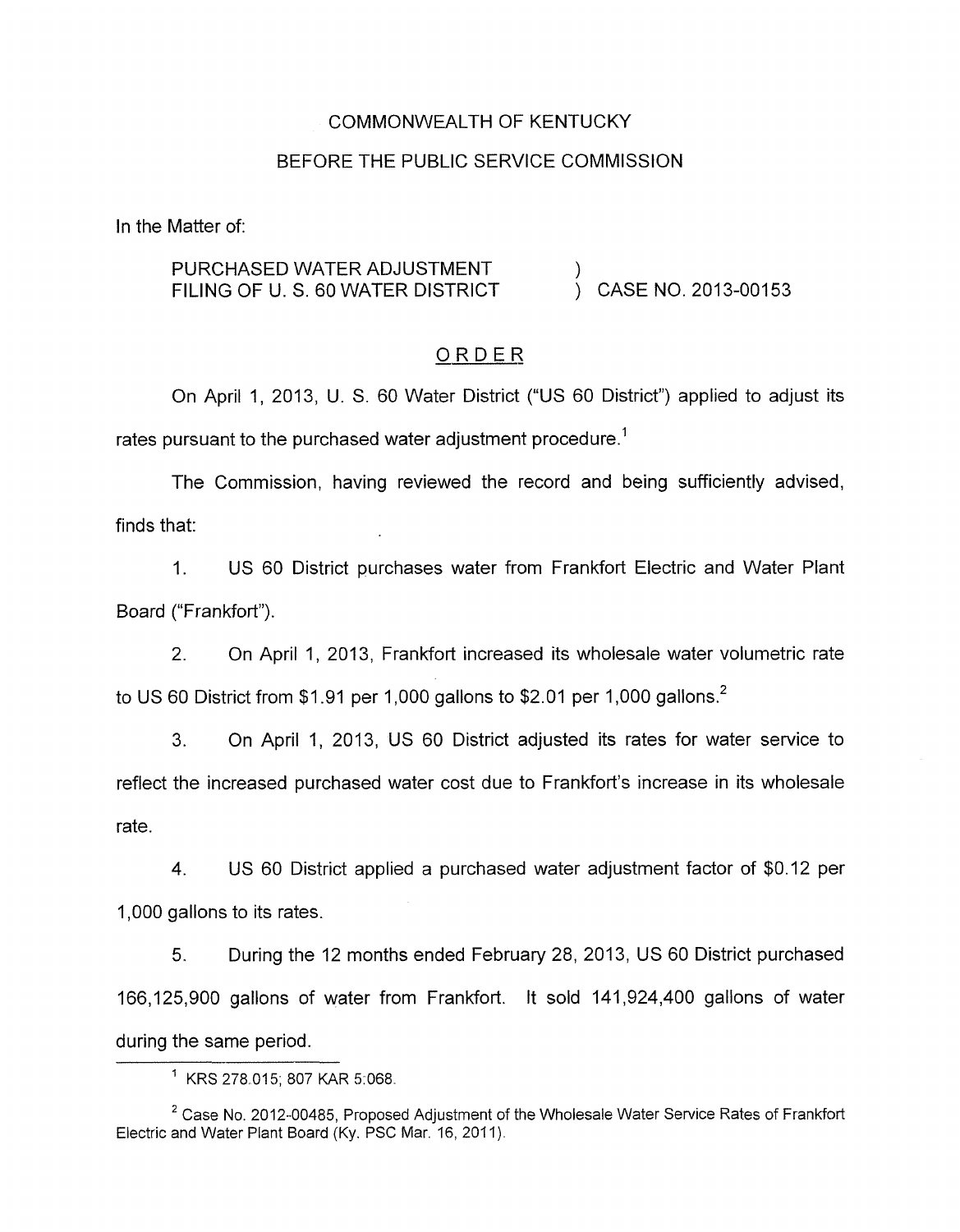COMMONWEALTH OF KENTUCKY

BEFORE THE PUBLIC SERVICE COMMISSION

In the Matter of:

PURCHASED WATER ADJUSTMENT FILING OF U. S. 60 WATER DISTRICT ) CASE NO. 2013-00153

## ORDER

On April 1, 2013, U. S. 60 Water District ("US 60 District") applied to adjust its rates pursuant to the purchased water adjustment procedure.[1]

The Commission, having reviewed the record and being sufficiently advised, finds that:

1. US 60 District purchases water from Frankfort Electric and Water Plant Board ("Frankfort").

2. On April 1, 2013, Frankfort increased its wholesale water volumetric rate to US 60 District from $1.91 per 1,000 gallons to $2.01 per 1,000 gallons.[2]

3. On April 1, 2013, US 60 District adjusted its rates for water service to reflect the increased purchased water cost due to Frankfort's increase in its wholesale rate.

4. US 60 District applied a purchased water adjustment factor of $0.12 per 1,000 gallons to its rates.

5. During the 12 months ended February 28, 2013, US 60 District purchased 166,125,900 gallons of water from Frankfort. It sold 141,924,400 gallons of water during the same period.

---

[1] KRS 278.015; 807 KAR 5:068.

[2] Case No. 2012-00485, Proposed Adjustment of the Wholesale Water Service Rates of Frankfort Electric and Water Plant Board (Ky. PSC Mar. 16, 2011).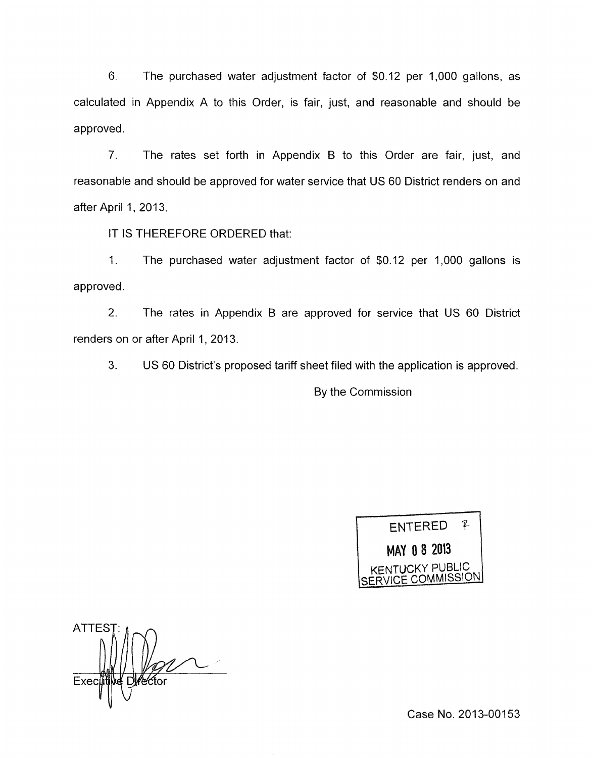6. The purchased water adjustment factor of $0.12 per 1,000 gallons, as calculated in Appendix A to this Order, is fair, just, and reasonable and should be approved.

7. The rates set forth in Appendix B to this Order are fair, just, and reasonable and should be approved for water service that US 60 District renders on and after April 1, 2013.

IT IS THEREFORE ORDERED that:

1. The purchased water adjustment factor of $0.12 per 1,000 gallons is approved.

2. The rates in Appendix B are approved for service that US 60 District renders on or after April 1, 2013.

3. US 60 District's proposed tariff sheet filed with the application is approved.

By the Commission

ENTERED
MAY 08 2013
KENTUCKY PUBLIC SERVICE COMMISSION

ATTEST:

Executive Director

Case No. 2013-00153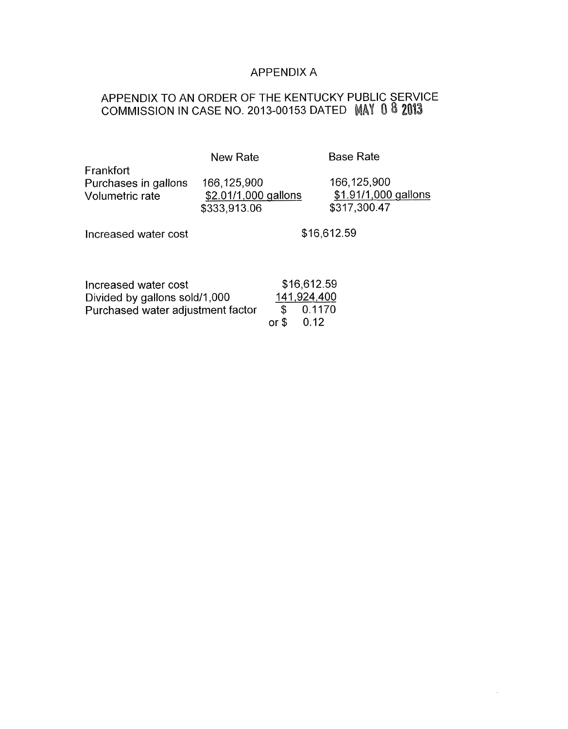# APPENDIX A

## APPENDIX TO AN ORDER OF THE KENTUCKY PUBLIC SERVICE COMMISSION IN CASE NO. 2013-00153 DATED MAY 08 2013

| | New Rate | Base Rate |
|---|---|---|
| Frankfort | | |
| Purchases in gallons | 166,125,900 | 166,125,900 |
| Volumetric rate | $2.01/1,000 gallons | $1.91/1,000 gallons |
| | $333,913.06 | $317,300.47 |
| Increased water cost | $16,612.59 | |

| | |
|---|---|
| Increased water cost | $16,612.59 |
| Divided by gallons sold/1,000 | 141,924,400 |
| Purchased water adjustment factor | $ 0.1170 |
| | or $ 0.12 |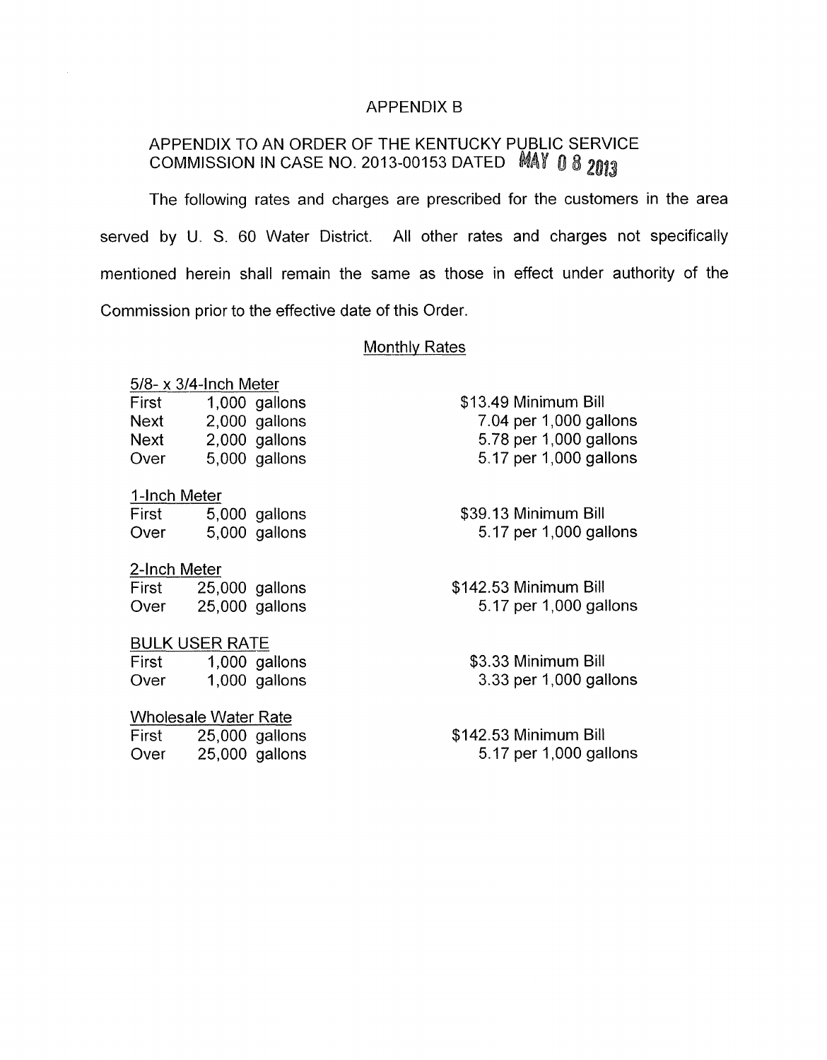# APPENDIX B

## APPENDIX TO AN ORDER OF THE KENTUCKY PUBLIC SERVICE COMMISSION IN CASE NO. 2013-00153 DATED MAY 08 2013

The following rates and charges are prescribed for the customers in the area served by U. S. 60 Water District. All other rates and charges not specifically mentioned herein shall remain the same as those in effect under authority of the Commission prior to the effective date of this Order.

### Monthly Rates

**5/8- x 3/4-Inch Meter**

| | | |
|---|---|---|
| First | 1,000 gallons | $13.49 Minimum Bill |
| Next | 2,000 gallons | 7.04 per 1,000 gallons |
| Next | 2,000 gallons | 5.78 per 1,000 gallons |
| Over | 5,000 gallons | 5.17 per 1,000 gallons |

**1-Inch Meter**

| | | |
|---|---|---|
| First | 5,000 gallons | $39.13 Minimum Bill |
| Over | 5,000 gallons | 5.17 per 1,000 gallons |

**2-Inch Meter**

| | | |
|---|---|---|
| First | 25,000 gallons | $142.53 Minimum Bill |
| Over | 25,000 gallons | 5.17 per 1,000 gallons |

**BULK USER RATE**

| | | |
|---|---|---|
| First | 1,000 gallons | $3.33 Minimum Bill |
| Over | 1,000 gallons | 3.33 per 1,000 gallons |

**Wholesale Water Rate**

| | | |
|---|---|---|
| First | 25,000 gallons | $142.53 Minimum Bill |
| Over | 25,000 gallons | 5.17 per 1,000 gallons |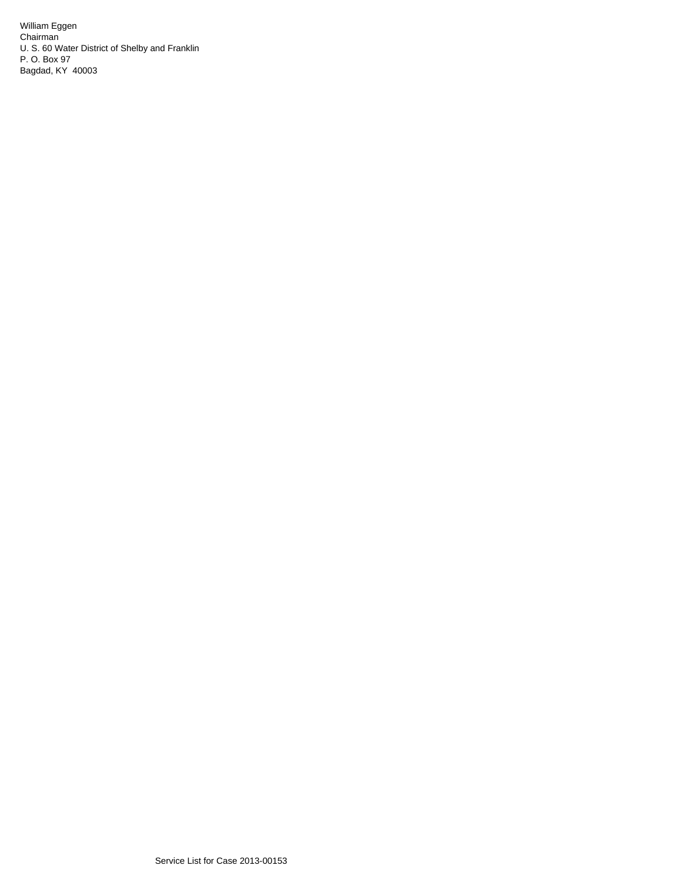William Eggen
Chairman
U. S. 60 Water District of Shelby and Franklin
P. O. Box 97
Bagdad, KY  40003